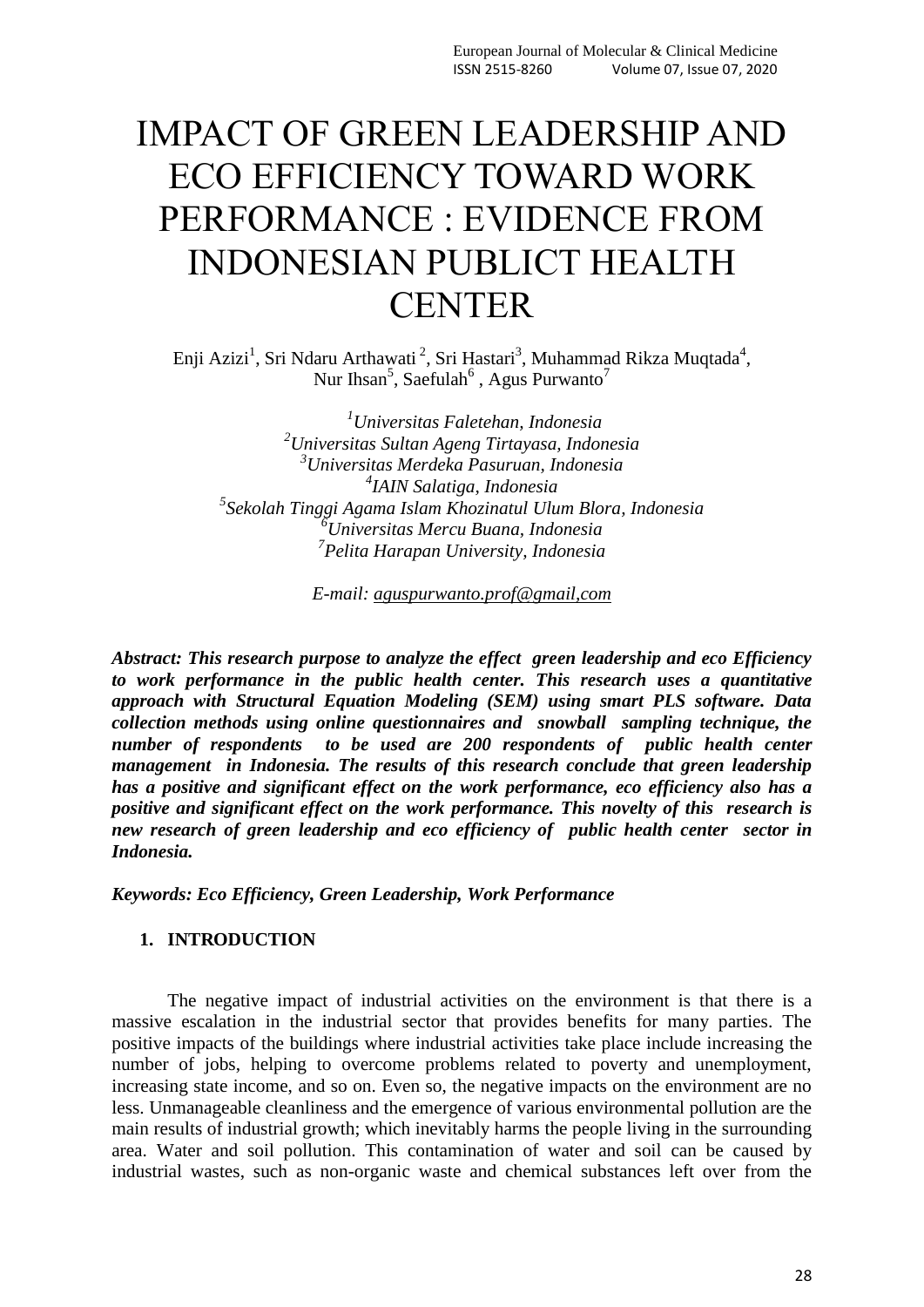# IMPACT OF GREEN LEADERSHIP AND ECO EFFICIENCY TOWARD WORK PERFORMANCE : EVIDENCE FROM INDONESIAN PUBLICT HEALTH CENTER

Enji Azizi[1], Sri Ndaru Arthawati [2], Sri Hastari[3], Muhammad Rikza Muqtada[4], Nur Ihsan[5], Saefulah[6] , Agus Purwanto[7]

*[1]Universitas Faletehan, Indonesia*
*[2]Universitas Sultan Ageng Tirtayasa, Indonesia*
*[3]Universitas Merdeka Pasuruan, Indonesia*
*[4]IAIN Salatiga, Indonesia*
*[5]Sekolah Tinggi Agama Islam Khozinatul Ulum Blora, Indonesia*
*[6]Universitas Mercu Buana, Indonesia*
*[7]Pelita Harapan University, Indonesia*

*E-mail: aguspurwanto.prof@gmail,com*

***Abstract: This research purpose to analyze the effect green leadership and eco Efficiency to work performance in the public health center. This research uses a quantitative approach with Structural Equation Modeling (SEM) using smart PLS software. Data collection methods using online questionnaires and snowball sampling technique, the number of respondents to be used are 200 respondents of public health center management in Indonesia. The results of this research conclude that green leadership has a positive and significant effect on the work performance, eco efficiency also has a positive and significant effect on the work performance. This novelty of this research is new research of green leadership and eco efficiency of public health center sector in Indonesia.***

***Keywords: Eco Efficiency, Green Leadership, Work Performance***

## 1. INTRODUCTION

The negative impact of industrial activities on the environment is that there is a massive escalation in the industrial sector that provides benefits for many parties. The positive impacts of the buildings where industrial activities take place include increasing the number of jobs, helping to overcome problems related to poverty and unemployment, increasing state income, and so on. Even so, the negative impacts on the environment are no less. Unmanageable cleanliness and the emergence of various environmental pollution are the main results of industrial growth; which inevitably harms the people living in the surrounding area. Water and soil pollution. This contamination of water and soil can be caused by industrial wastes, such as non-organic waste and chemical substances left over from the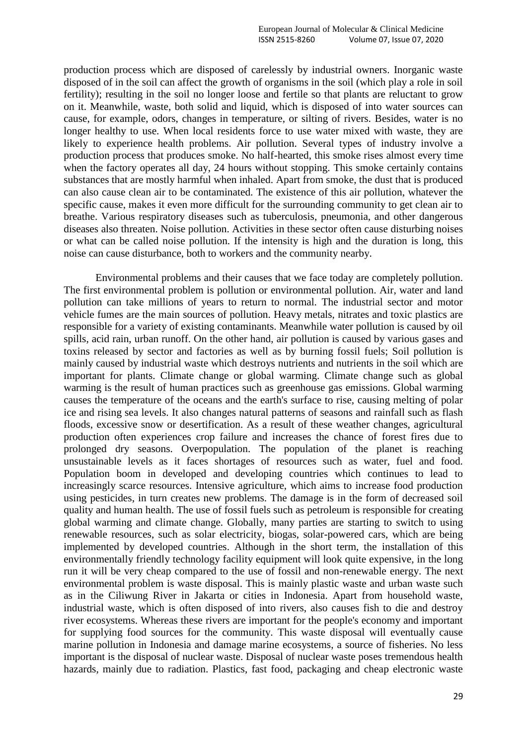production process which are disposed of carelessly by industrial owners. Inorganic waste disposed of in the soil can affect the growth of organisms in the soil (which play a role in soil fertility); resulting in the soil no longer loose and fertile so that plants are reluctant to grow on it. Meanwhile, waste, both solid and liquid, which is disposed of into water sources can cause, for example, odors, changes in temperature, or silting of rivers. Besides, water is no longer healthy to use. When local residents force to use water mixed with waste, they are likely to experience health problems. Air pollution. Several types of industry involve a production process that produces smoke. No half-hearted, this smoke rises almost every time when the factory operates all day, 24 hours without stopping. This smoke certainly contains substances that are mostly harmful when inhaled. Apart from smoke, the dust that is produced can also cause clean air to be contaminated. The existence of this air pollution, whatever the specific cause, makes it even more difficult for the surrounding community to get clean air to breathe. Various respiratory diseases such as tuberculosis, pneumonia, and other dangerous diseases also threaten. Noise pollution. Activities in these sector often cause disturbing noises or what can be called noise pollution. If the intensity is high and the duration is long, this noise can cause disturbance, both to workers and the community nearby.

Environmental problems and their causes that we face today are completely pollution. The first environmental problem is pollution or environmental pollution. Air, water and land pollution can take millions of years to return to normal. The industrial sector and motor vehicle fumes are the main sources of pollution. Heavy metals, nitrates and toxic plastics are responsible for a variety of existing contaminants. Meanwhile water pollution is caused by oil spills, acid rain, urban runoff. On the other hand, air pollution is caused by various gases and toxins released by sector and factories as well as by burning fossil fuels; Soil pollution is mainly caused by industrial waste which destroys nutrients and nutrients in the soil which are important for plants. Climate change or global warming. Climate change such as global warming is the result of human practices such as greenhouse gas emissions. Global warming causes the temperature of the oceans and the earth's surface to rise, causing melting of polar ice and rising sea levels. It also changes natural patterns of seasons and rainfall such as flash floods, excessive snow or desertification. As a result of these weather changes, agricultural production often experiences crop failure and increases the chance of forest fires due to prolonged dry seasons. Overpopulation. The population of the planet is reaching unsustainable levels as it faces shortages of resources such as water, fuel and food. Population boom in developed and developing countries which continues to lead to increasingly scarce resources. Intensive agriculture, which aims to increase food production using pesticides, in turn creates new problems. The damage is in the form of decreased soil quality and human health. The use of fossil fuels such as petroleum is responsible for creating global warming and climate change. Globally, many parties are starting to switch to using renewable resources, such as solar electricity, biogas, solar-powered cars, which are being implemented by developed countries. Although in the short term, the installation of this environmentally friendly technology facility equipment will look quite expensive, in the long run it will be very cheap compared to the use of fossil and non-renewable energy. The next environmental problem is waste disposal. This is mainly plastic waste and urban waste such as in the Ciliwung River in Jakarta or cities in Indonesia. Apart from household waste, industrial waste, which is often disposed of into rivers, also causes fish to die and destroy river ecosystems. Whereas these rivers are important for the people's economy and important for supplying food sources for the community. This waste disposal will eventually cause marine pollution in Indonesia and damage marine ecosystems, a source of fisheries. No less important is the disposal of nuclear waste. Disposal of nuclear waste poses tremendous health hazards, mainly due to radiation. Plastics, fast food, packaging and cheap electronic waste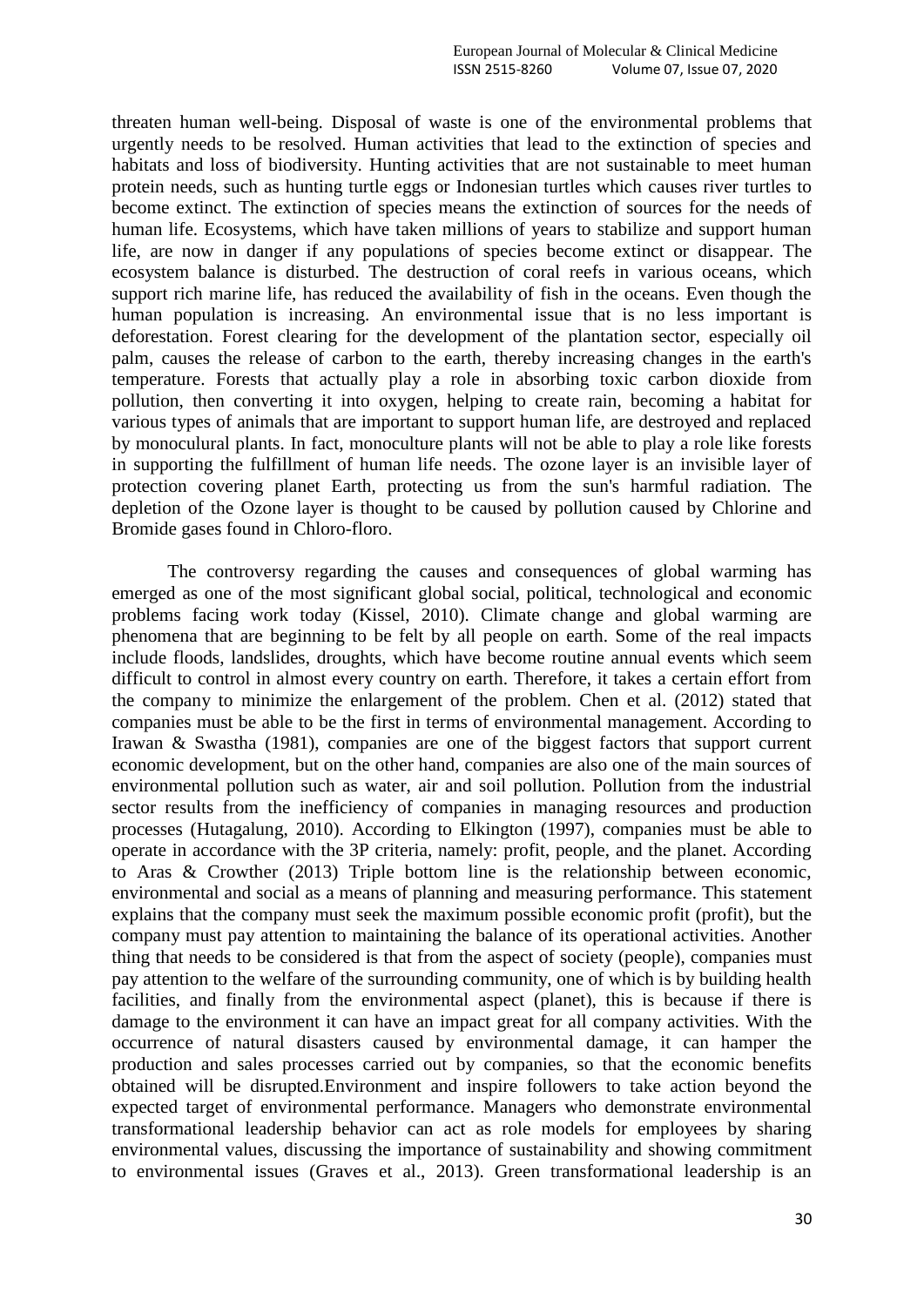threaten human well-being. Disposal of waste is one of the environmental problems that urgently needs to be resolved. Human activities that lead to the extinction of species and habitats and loss of biodiversity. Hunting activities that are not sustainable to meet human protein needs, such as hunting turtle eggs or Indonesian turtles which causes river turtles to become extinct. The extinction of species means the extinction of sources for the needs of human life. Ecosystems, which have taken millions of years to stabilize and support human life, are now in danger if any populations of species become extinct or disappear. The ecosystem balance is disturbed. The destruction of coral reefs in various oceans, which support rich marine life, has reduced the availability of fish in the oceans. Even though the human population is increasing. An environmental issue that is no less important is deforestation. Forest clearing for the development of the plantation sector, especially oil palm, causes the release of carbon to the earth, thereby increasing changes in the earth's temperature. Forests that actually play a role in absorbing toxic carbon dioxide from pollution, then converting it into oxygen, helping to create rain, becoming a habitat for various types of animals that are important to support human life, are destroyed and replaced by monoculural plants. In fact, monoculture plants will not be able to play a role like forests in supporting the fulfillment of human life needs. The ozone layer is an invisible layer of protection covering planet Earth, protecting us from the sun's harmful radiation. The depletion of the Ozone layer is thought to be caused by pollution caused by Chlorine and Bromide gases found in Chloro-floro.

The controversy regarding the causes and consequences of global warming has emerged as one of the most significant global social, political, technological and economic problems facing work today (Kissel, 2010). Climate change and global warming are phenomena that are beginning to be felt by all people on earth. Some of the real impacts include floods, landslides, droughts, which have become routine annual events which seem difficult to control in almost every country on earth. Therefore, it takes a certain effort from the company to minimize the enlargement of the problem. Chen et al. (2012) stated that companies must be able to be the first in terms of environmental management. According to Irawan & Swastha (1981), companies are one of the biggest factors that support current economic development, but on the other hand, companies are also one of the main sources of environmental pollution such as water, air and soil pollution. Pollution from the industrial sector results from the inefficiency of companies in managing resources and production processes (Hutagalung, 2010). According to Elkington (1997), companies must be able to operate in accordance with the 3P criteria, namely: profit, people, and the planet. According to Aras & Crowther (2013) Triple bottom line is the relationship between economic, environmental and social as a means of planning and measuring performance. This statement explains that the company must seek the maximum possible economic profit (profit), but the company must pay attention to maintaining the balance of its operational activities. Another thing that needs to be considered is that from the aspect of society (people), companies must pay attention to the welfare of the surrounding community, one of which is by building health facilities, and finally from the environmental aspect (planet), this is because if there is damage to the environment it can have an impact great for all company activities. With the occurrence of natural disasters caused by environmental damage, it can hamper the production and sales processes carried out by companies, so that the economic benefits obtained will be disrupted.Environment and inspire followers to take action beyond the expected target of environmental performance. Managers who demonstrate environmental transformational leadership behavior can act as role models for employees by sharing environmental values, discussing the importance of sustainability and showing commitment to environmental issues (Graves et al., 2013). Green transformational leadership is an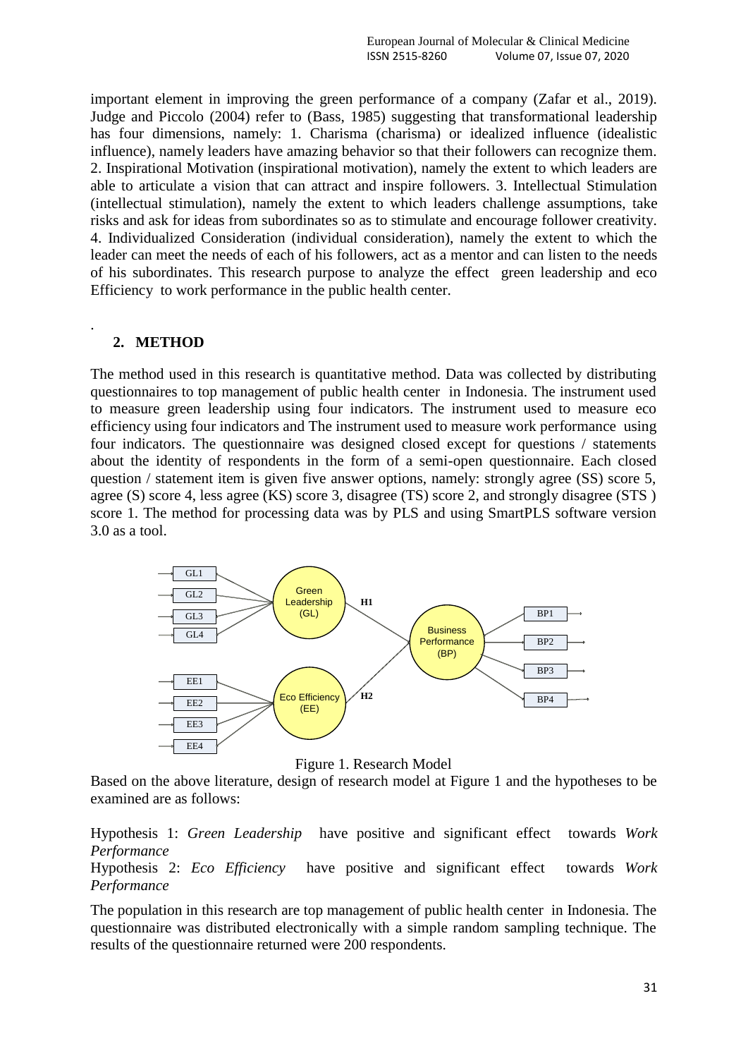important element in improving the green performance of a company (Zafar et al., 2019). Judge and Piccolo (2004) refer to (Bass, 1985) suggesting that transformational leadership has four dimensions, namely: 1. Charisma (charisma) or idealized influence (idealistic influence), namely leaders have amazing behavior so that their followers can recognize them. 2. Inspirational Motivation (inspirational motivation), namely the extent to which leaders are able to articulate a vision that can attract and inspire followers. 3. Intellectual Stimulation (intellectual stimulation), namely the extent to which leaders challenge assumptions, take risks and ask for ideas from subordinates so as to stimulate and encourage follower creativity. 4. Individualized Consideration (individual consideration), namely the extent to which the leader can meet the needs of each of his followers, act as a mentor and can listen to the needs of his subordinates. This research purpose to analyze the effect green leadership and eco Efficiency to work performance in the public health center.

## 2. METHOD

The method used in this research is quantitative method. Data was collected by distributing questionnaires to top management of public health center in Indonesia. The instrument used to measure green leadership using four indicators. The instrument used to measure eco efficiency using four indicators and The instrument used to measure work performance using four indicators. The questionnaire was designed closed except for questions / statements about the identity of respondents in the form of a semi-open questionnaire. Each closed question / statement item is given five answer options, namely: strongly agree (SS) score 5, agree (S) score 4, less agree (KS) score 3, disagree (TS) score 2, and strongly disagree (STS ) score 1. The method for processing data was by PLS and using SmartPLS software version 3.0 as a tool.

Figure 1. Research Model

Based on the above literature, design of research model at Figure 1 and the hypotheses to be examined are as follows:

Hypothesis 1: *Green Leadership* have positive and significant effect towards *Work Performance*

Hypothesis 2: *Eco Efficiency* have positive and significant effect towards *Work Performance*

The population in this research are top management of public health center in Indonesia. The questionnaire was distributed electronically with a simple random sampling technique. The results of the questionnaire returned were 200 respondents.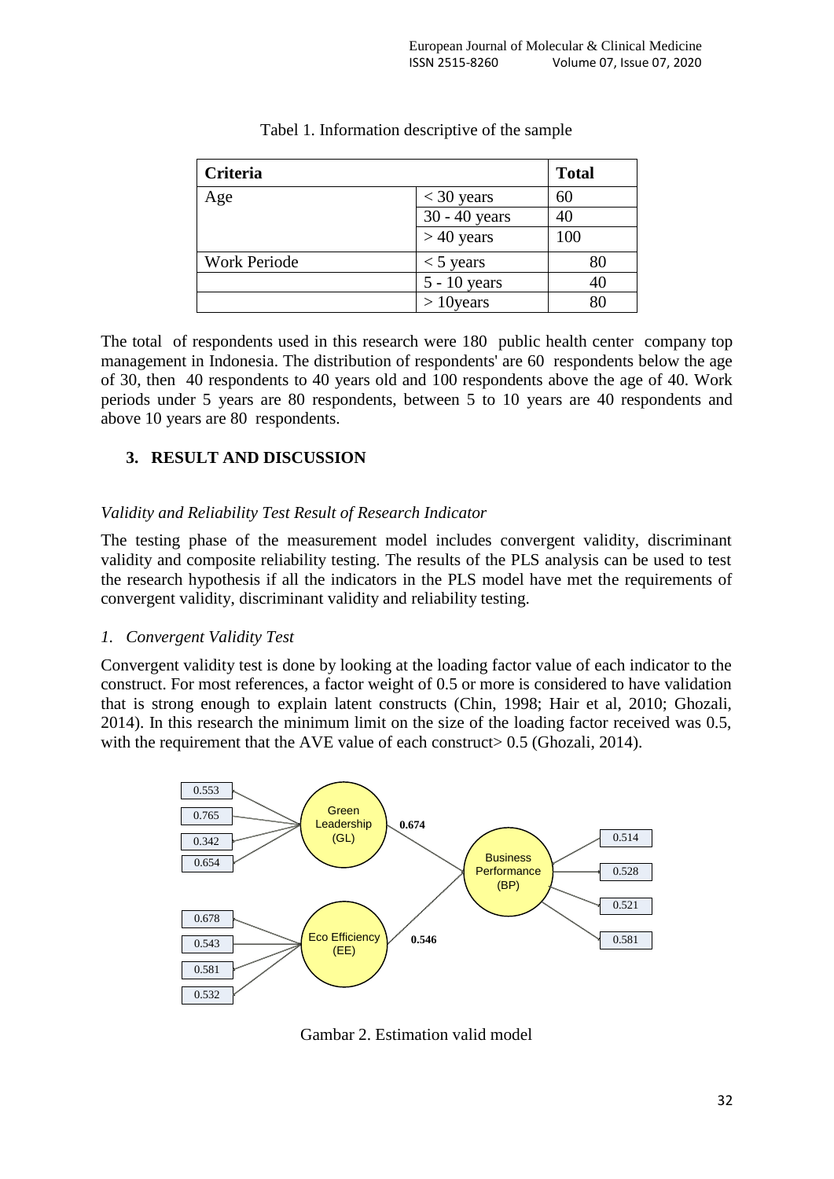Tabel 1. Information descriptive of the sample

| Criteria | | Total |
|---|---|---|
| Age | < 30 years | 60 |
| | 30 - 40 years | 40 |
| | > 40 years | 100 |
| Work Periode | < 5 years | 80 |
| | 5 - 10 years | 40 |
| | > 10years | 80 |

The total of respondents used in this research were 180 public health center company top management in Indonesia. The distribution of respondents' are 60 respondents below the age of 30, then 40 respondents to 40 years old and 100 respondents above the age of 40. Work periods under 5 years are 80 respondents, between 5 to 10 years are 40 respondents and above 10 years are 80 respondents.

## 3. RESULT AND DISCUSSION

### *Validity and Reliability Test Result of Research Indicator*

The testing phase of the measurement model includes convergent validity, discriminant validity and composite reliability testing. The results of the PLS analysis can be used to test the research hypothesis if all the indicators in the PLS model have met the requirements of convergent validity, discriminant validity and reliability testing.

#### *1. Convergent Validity Test*

Convergent validity test is done by looking at the loading factor value of each indicator to the construct. For most references, a factor weight of 0.5 or more is considered to have validation that is strong enough to explain latent constructs (Chin, 1998; Hair et al, 2010; Ghozali, 2014). In this research the minimum limit on the size of the loading factor received was 0.5, with the requirement that the AVE value of each construct> 0.5 (Ghozali, 2014).

Gambar 2. Estimation valid model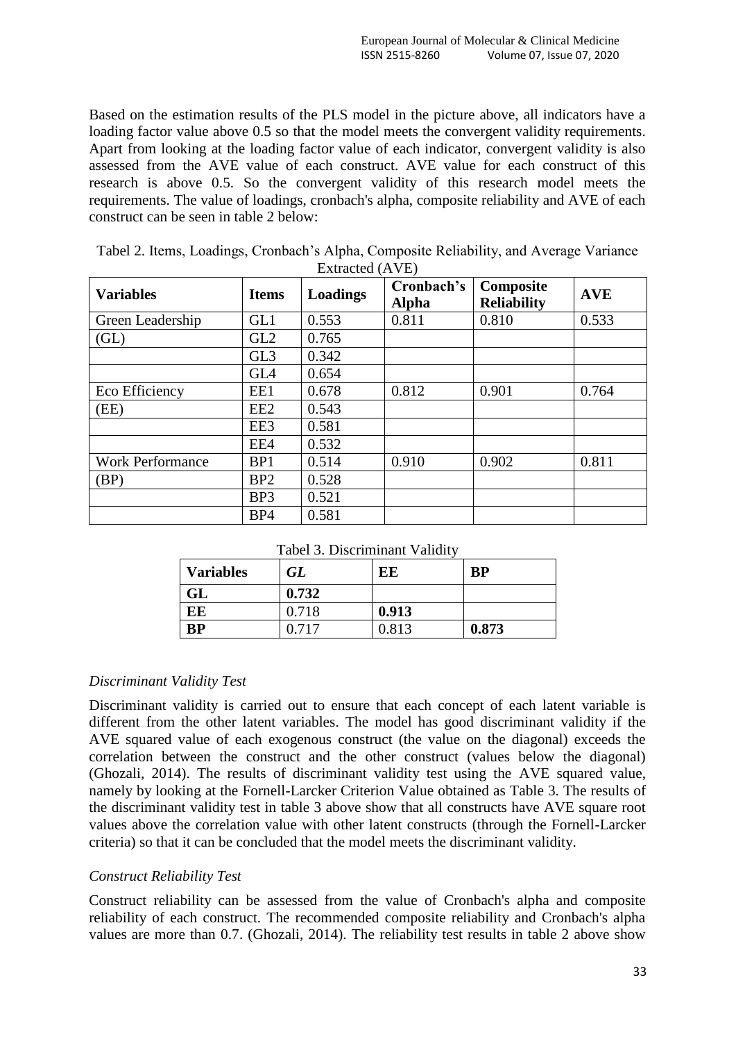Based on the estimation results of the PLS model in the picture above, all indicators have a loading factor value above 0.5 so that the model meets the convergent validity requirements. Apart from looking at the loading factor value of each indicator, convergent validity is also assessed from the AVE value of each construct. AVE value for each construct of this research is above 0.5. So the convergent validity of this research model meets the requirements. The value of loadings, cronbach's alpha, composite reliability and AVE of each construct can be seen in table 2 below:

Tabel 2. Items, Loadings, Cronbach's Alpha, Composite Reliability, and Average Variance Extracted (AVE)

| **Variables** | **Items** | **Loadings** | **Cronbach's Alpha** | **Composite Reliability** | **AVE** |
|---|---|---|---|---|---|
| Green Leadership | GL1 | 0.553 | 0.811 | 0.810 | 0.533 |
| (GL) | GL2 | 0.765 | | | |
| | GL3 | 0.342 | | | |
| | GL4 | 0.654 | | | |
| Eco Efficiency | EE1 | 0.678 | 0.812 | 0.901 | 0.764 |
| (EE) | EE2 | 0.543 | | | |
| | EE3 | 0.581 | | | |
| | EE4 | 0.532 | | | |
| Work Performance | BP1 | 0.514 | 0.910 | 0.902 | 0.811 |
| (BP) | BP2 | 0.528 | | | |
| | BP3 | 0.521 | | | |
| | BP4 | 0.581 | | | |

Tabel 3. Discriminant Validity

| **Variables** | ***GL*** | **EE** | **BP** |
|---|---|---|---|
| **GL** | **0.732** | | |
| **EE** | 0.718 | **0.913** | |
| **BP** | 0.717 | 0.813 | **0.873** |

*Discriminant Validity Test*

Discriminant validity is carried out to ensure that each concept of each latent variable is different from the other latent variables. The model has good discriminant validity if the AVE squared value of each exogenous construct (the value on the diagonal) exceeds the correlation between the construct and the other construct (values below the diagonal) (Ghozali, 2014). The results of discriminant validity test using the AVE squared value, namely by looking at the Fornell-Larcker Criterion Value obtained as Table 3. The results of the discriminant validity test in table 3 above show that all constructs have AVE square root values above the correlation value with other latent constructs (through the Fornell-Larcker criteria) so that it can be concluded that the model meets the discriminant validity.

*Construct Reliability Test*

Construct reliability can be assessed from the value of Cronbach's alpha and composite reliability of each construct. The recommended composite reliability and Cronbach's alpha values are more than 0.7. (Ghozali, 2014). The reliability test results in table 2 above show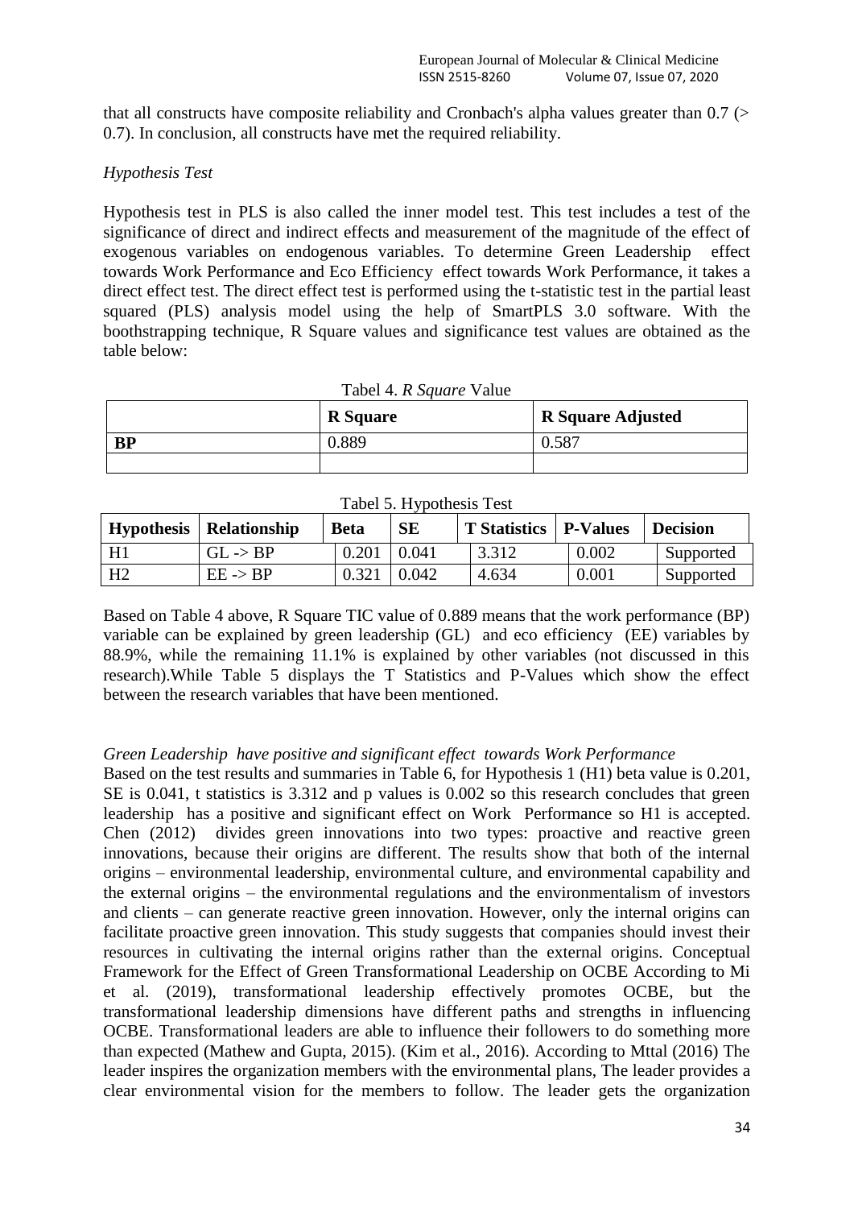that all constructs have composite reliability and Cronbach's alpha values greater than 0.7 (> 0.7). In conclusion, all constructs have met the required reliability.

*Hypothesis Test*

Hypothesis test in PLS is also called the inner model test. This test includes a test of the significance of direct and indirect effects and measurement of the magnitude of the effect of exogenous variables on endogenous variables. To determine Green Leadership effect towards Work Performance and Eco Efficiency effect towards Work Performance, it takes a direct effect test. The direct effect test is performed using the t-statistic test in the partial least squared (PLS) analysis model using the help of SmartPLS 3.0 software. With the boothstrapping technique, R Square values and significance test values are obtained as the table below:

Tabel 4. *R Square* Value

| | **R Square** | **R Square Adjusted** |
|---|---|---|
| **BP** | 0.889 | 0.587 |
| | | |

Tabel 5. Hypothesis Test

| **Hypothesis** | **Relationship** | **Beta** | **SE** | **T Statistics** | **P-Values** | **Decision** |
|---|---|---|---|---|---|---|
| H1 | GL -> BP | 0.201 | 0.041 | 3.312 | 0.002 | Supported |
| H2 | EE -> BP | 0.321 | 0.042 | 4.634 | 0.001 | Supported |

Based on Table 4 above, R Square TIC value of 0.889 means that the work performance (BP) variable can be explained by green leadership (GL) and eco efficiency (EE) variables by 88.9%, while the remaining 11.1% is explained by other variables (not discussed in this research).While Table 5 displays the T Statistics and P-Values which show the effect between the research variables that have been mentioned.

*Green Leadership have positive and significant effect towards Work Performance*

Based on the test results and summaries in Table 6, for Hypothesis 1 (H1) beta value is 0.201, SE is 0.041, t statistics is 3.312 and p values is 0.002 so this research concludes that green leadership has a positive and significant effect on Work Performance so H1 is accepted. Chen (2012) divides green innovations into two types: proactive and reactive green innovations, because their origins are different. The results show that both of the internal origins – environmental leadership, environmental culture, and environmental capability and the external origins – the environmental regulations and the environmentalism of investors and clients – can generate reactive green innovation. However, only the internal origins can facilitate proactive green innovation. This study suggests that companies should invest their resources in cultivating the internal origins rather than the external origins. Conceptual Framework for the Effect of Green Transformational Leadership on OCBE According to Mi et al. (2019), transformational leadership effectively promotes OCBE, but the transformational leadership dimensions have different paths and strengths in influencing OCBE. Transformational leaders are able to influence their followers to do something more than expected (Mathew and Gupta, 2015). (Kim et al., 2016). According to Mttal (2016) The leader inspires the organization members with the environmental plans, The leader provides a clear environmental vision for the members to follow. The leader gets the organization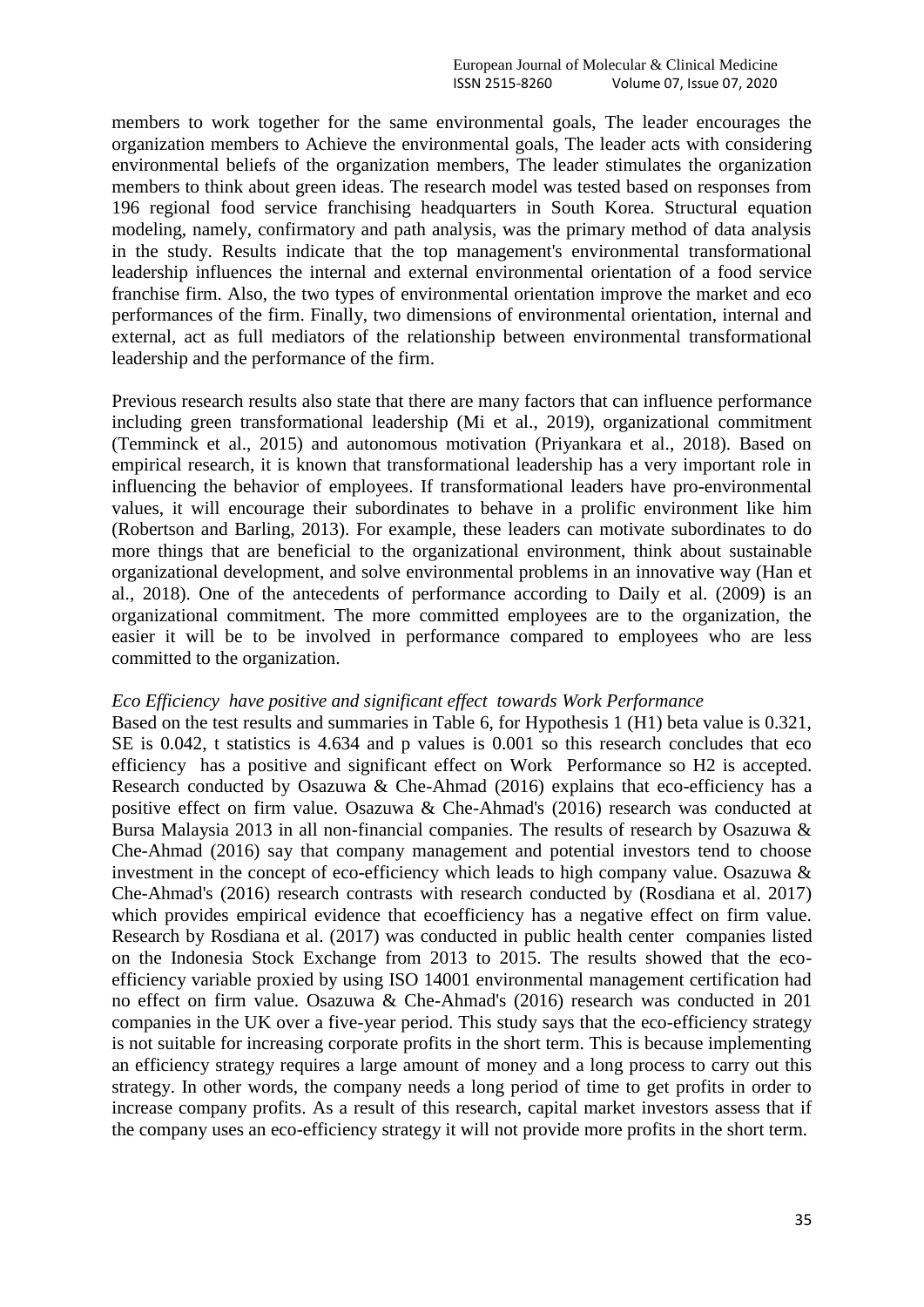members to work together for the same environmental goals, The leader encourages the organization members to Achieve the environmental goals, The leader acts with considering environmental beliefs of the organization members, The leader stimulates the organization members to think about green ideas. The research model was tested based on responses from 196 regional food service franchising headquarters in South Korea. Structural equation modeling, namely, confirmatory and path analysis, was the primary method of data analysis in the study. Results indicate that the top management's environmental transformational leadership influences the internal and external environmental orientation of a food service franchise firm. Also, the two types of environmental orientation improve the market and eco performances of the firm. Finally, two dimensions of environmental orientation, internal and external, act as full mediators of the relationship between environmental transformational leadership and the performance of the firm.

Previous research results also state that there are many factors that can influence performance including green transformational leadership (Mi et al., 2019), organizational commitment (Temminck et al., 2015) and autonomous motivation (Priyankara et al., 2018). Based on empirical research, it is known that transformational leadership has a very important role in influencing the behavior of employees. If transformational leaders have pro-environmental values, it will encourage their subordinates to behave in a prolific environment like him (Robertson and Barling, 2013). For example, these leaders can motivate subordinates to do more things that are beneficial to the organizational environment, think about sustainable organizational development, and solve environmental problems in an innovative way (Han et al., 2018). One of the antecedents of performance according to Daily et al. (2009) is an organizational commitment. The more committed employees are to the organization, the easier it will be to be involved in performance compared to employees who are less committed to the organization.

*Eco Efficiency have positive and significant effect towards Work Performance*

Based on the test results and summaries in Table 6, for Hypothesis 1 (H1) beta value is 0.321, SE is 0.042, t statistics is 4.634 and p values is 0.001 so this research concludes that eco efficiency has a positive and significant effect on Work Performance so H2 is accepted. Research conducted by Osazuwa & Che-Ahmad (2016) explains that eco-efficiency has a positive effect on firm value. Osazuwa & Che-Ahmad's (2016) research was conducted at Bursa Malaysia 2013 in all non-financial companies. The results of research by Osazuwa & Che-Ahmad (2016) say that company management and potential investors tend to choose investment in the concept of eco-efficiency which leads to high company value. Osazuwa & Che-Ahmad's (2016) research contrasts with research conducted by (Rosdiana et al. 2017) which provides empirical evidence that ecoefficiency has a negative effect on firm value. Research by Rosdiana et al. (2017) was conducted in public health center companies listed on the Indonesia Stock Exchange from 2013 to 2015. The results showed that the eco-efficiency variable proxied by using ISO 14001 environmental management certification had no effect on firm value. Osazuwa & Che-Ahmad's (2016) research was conducted in 201 companies in the UK over a five-year period. This study says that the eco-efficiency strategy is not suitable for increasing corporate profits in the short term. This is because implementing an efficiency strategy requires a large amount of money and a long process to carry out this strategy. In other words, the company needs a long period of time to get profits in order to increase company profits. As a result of this research, capital market investors assess that if the company uses an eco-efficiency strategy it will not provide more profits in the short term.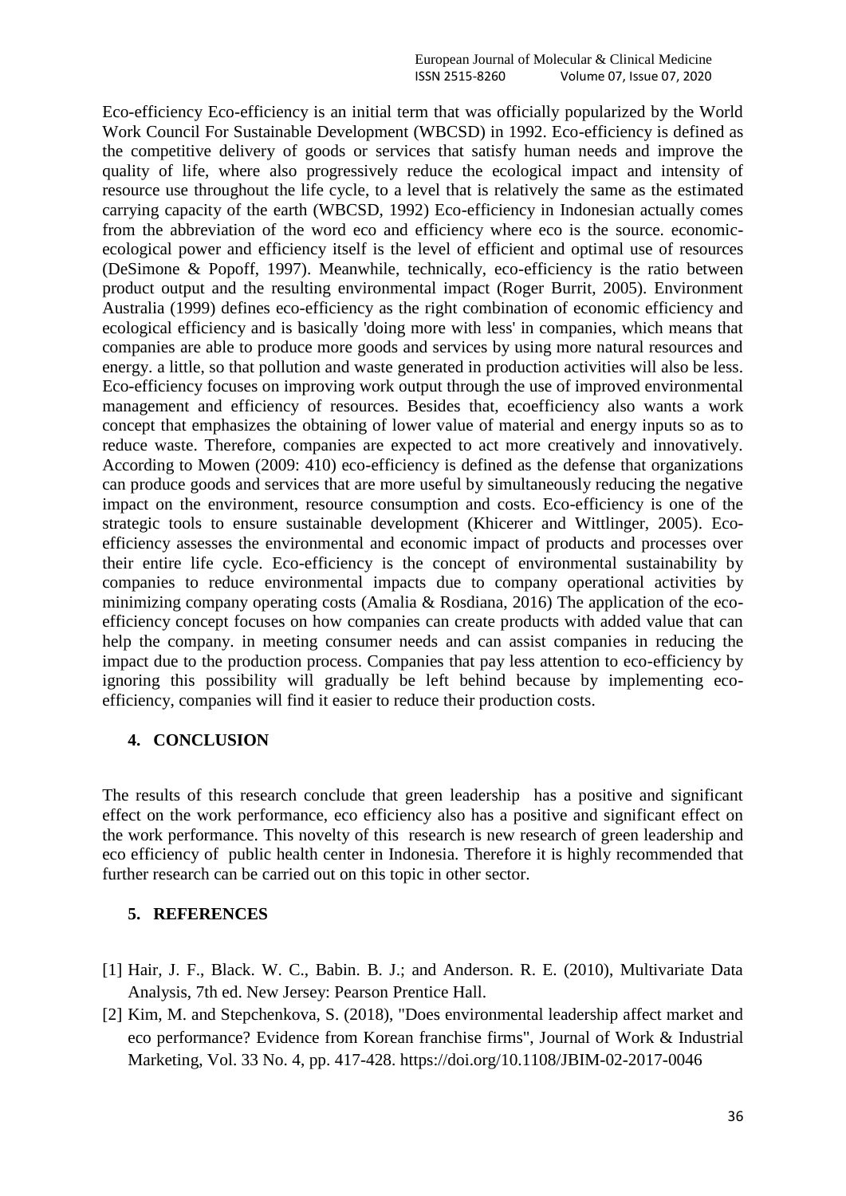Eco-efficiency Eco-efficiency is an initial term that was officially popularized by the World Work Council For Sustainable Development (WBCSD) in 1992. Eco-efficiency is defined as the competitive delivery of goods or services that satisfy human needs and improve the quality of life, where also progressively reduce the ecological impact and intensity of resource use throughout the life cycle, to a level that is relatively the same as the estimated carrying capacity of the earth (WBCSD, 1992) Eco-efficiency in Indonesian actually comes from the abbreviation of the word eco and efficiency where eco is the source. economic-ecological power and efficiency itself is the level of efficient and optimal use of resources (DeSimone & Popoff, 1997). Meanwhile, technically, eco-efficiency is the ratio between product output and the resulting environmental impact (Roger Burrit, 2005). Environment Australia (1999) defines eco-efficiency as the right combination of economic efficiency and ecological efficiency and is basically 'doing more with less' in companies, which means that companies are able to produce more goods and services by using more natural resources and energy. a little, so that pollution and waste generated in production activities will also be less. Eco-efficiency focuses on improving work output through the use of improved environmental management and efficiency of resources. Besides that, ecoefficiency also wants a work concept that emphasizes the obtaining of lower value of material and energy inputs so as to reduce waste. Therefore, companies are expected to act more creatively and innovatively. According to Mowen (2009: 410) eco-efficiency is defined as the defense that organizations can produce goods and services that are more useful by simultaneously reducing the negative impact on the environment, resource consumption and costs. Eco-efficiency is one of the strategic tools to ensure sustainable development (Khicerer and Wittlinger, 2005). Eco-efficiency assesses the environmental and economic impact of products and processes over their entire life cycle. Eco-efficiency is the concept of environmental sustainability by companies to reduce environmental impacts due to company operational activities by minimizing company operating costs (Amalia & Rosdiana, 2016) The application of the eco-efficiency concept focuses on how companies can create products with added value that can help the company. in meeting consumer needs and can assist companies in reducing the impact due to the production process. Companies that pay less attention to eco-efficiency by ignoring this possibility will gradually be left behind because by implementing eco-efficiency, companies will find it easier to reduce their production costs.

## 4. CONCLUSION

The results of this research conclude that green leadership has a positive and significant effect on the work performance, eco efficiency also has a positive and significant effect on the work performance. This novelty of this research is new research of green leadership and eco efficiency of public health center in Indonesia. Therefore it is highly recommended that further research can be carried out on this topic in other sector.

## 5. REFERENCES

[1] Hair, J. F., Black. W. C., Babin. B. J.; and Anderson. R. E. (2010), Multivariate Data Analysis, 7th ed. New Jersey: Pearson Prentice Hall.

[2] Kim, M. and Stepchenkova, S. (2018), "Does environmental leadership affect market and eco performance? Evidence from Korean franchise firms", Journal of Work & Industrial Marketing, Vol. 33 No. 4, pp. 417-428. https://doi.org/10.1108/JBIM-02-2017-0046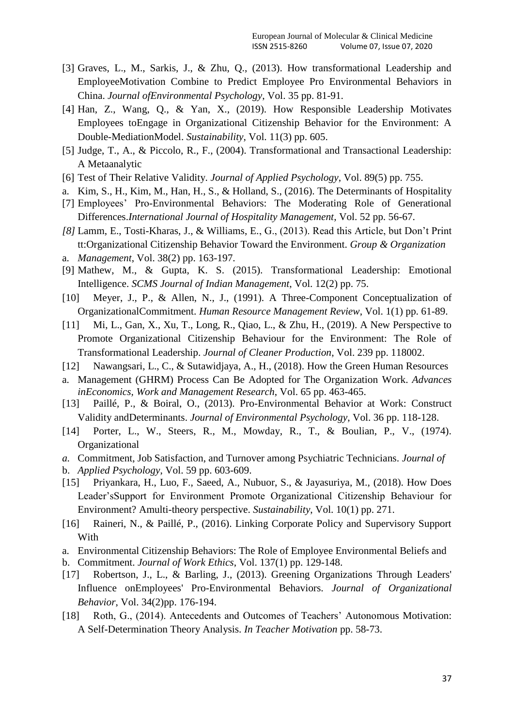[3] Graves, L., M., Sarkis, J., & Zhu, Q., (2013). How transformational Leadership and EmployeeMotivation Combine to Predict Employee Pro Environmental Behaviors in China. *Journal ofEnvironmental Psychology*, Vol. 35 pp. 81-91.

[4] Han, Z., Wang, Q., & Yan, X., (2019). How Responsible Leadership Motivates Employees toEngage in Organizational Citizenship Behavior for the Environment: A Double-MediationModel. *Sustainability*, Vol. 11(3) pp. 605.

[5] Judge, T., A., & Piccolo, R., F., (2004). Transformational and Transactional Leadership: A Metaanalytic

[6] Test of Their Relative Validity. *Journal of Applied Psychology*, Vol. 89(5) pp. 755.

a. Kim, S., H., Kim, M., Han, H., S., & Holland, S., (2016). The Determinants of Hospitality

[7] Employees' Pro-Environmental Behaviors: The Moderating Role of Generational Differences.*International Journal of Hospitality Management*, Vol. 52 pp. 56-67.

*[8]* Lamm, E., Tosti-Kharas, J., & Williams, E., G., (2013). Read this Article, but Don't Print tt:Organizational Citizenship Behavior Toward the Environment. *Group & Organization*

a. *Management*, Vol. 38(2) pp. 163-197.

[9] Mathew, M., & Gupta, K. S. (2015). Transformational Leadership: Emotional Intelligence. *SCMS Journal of Indian Management*, Vol. 12(2) pp. 75.

[10] Meyer, J., P., & Allen, N., J., (1991). A Three-Component Conceptualization of OrganizationalCommitment. *Human Resource Management Review*, Vol. 1(1) pp. 61-89.

[11] Mi, L., Gan, X., Xu, T., Long, R., Qiao, L., & Zhu, H., (2019). A New Perspective to Promote Organizational Citizenship Behaviour for the Environment: The Role of Transformational Leadership. *Journal of Cleaner Production*, Vol. 239 pp. 118002.

[12] Nawangsari, L., C., & Sutawidjaya, A., H., (2018). How the Green Human Resources

a. Management (GHRM) Process Can Be Adopted for The Organization Work. *Advances inEconomics, Work and Management Research*, Vol. 65 pp. 463-465.

[13] Paillé, P., & Boiral, O., (2013). Pro-Environmental Behavior at Work: Construct Validity andDeterminants. *Journal of Environmental Psychology*, Vol. 36 pp. 118-128.

[14] Porter, L., W., Steers, R., M., Mowday, R., T., & Boulian, P., V., (1974). Organizational

*a.* Commitment, Job Satisfaction, and Turnover among Psychiatric Technicians. *Journal of*

b. *Applied Psychology*, Vol. 59 pp. 603-609.

[15] Priyankara, H., Luo, F., Saeed, A., Nubuor, S., & Jayasuriya, M., (2018). How Does Leader'sSupport for Environment Promote Organizational Citizenship Behaviour for Environment? Amulti-theory perspective. *Sustainability*, Vol. 10(1) pp. 271.

[16] Raineri, N., & Paillé, P., (2016). Linking Corporate Policy and Supervisory Support With

a. Environmental Citizenship Behaviors: The Role of Employee Environmental Beliefs and

b. Commitment. *Journal of Work Ethics*, Vol. 137(1) pp. 129-148.

[17] Robertson, J., L., & Barling, J., (2013). Greening Organizations Through Leaders' Influence onEmployees' Pro-Environmental Behaviors. *Journal of Organizational Behavior*, Vol. 34(2)pp. 176-194.

[18] Roth, G., (2014). Antecedents and Outcomes of Teachers' Autonomous Motivation: A Self-Determination Theory Analysis. *In Teacher Motivation* pp. 58-73.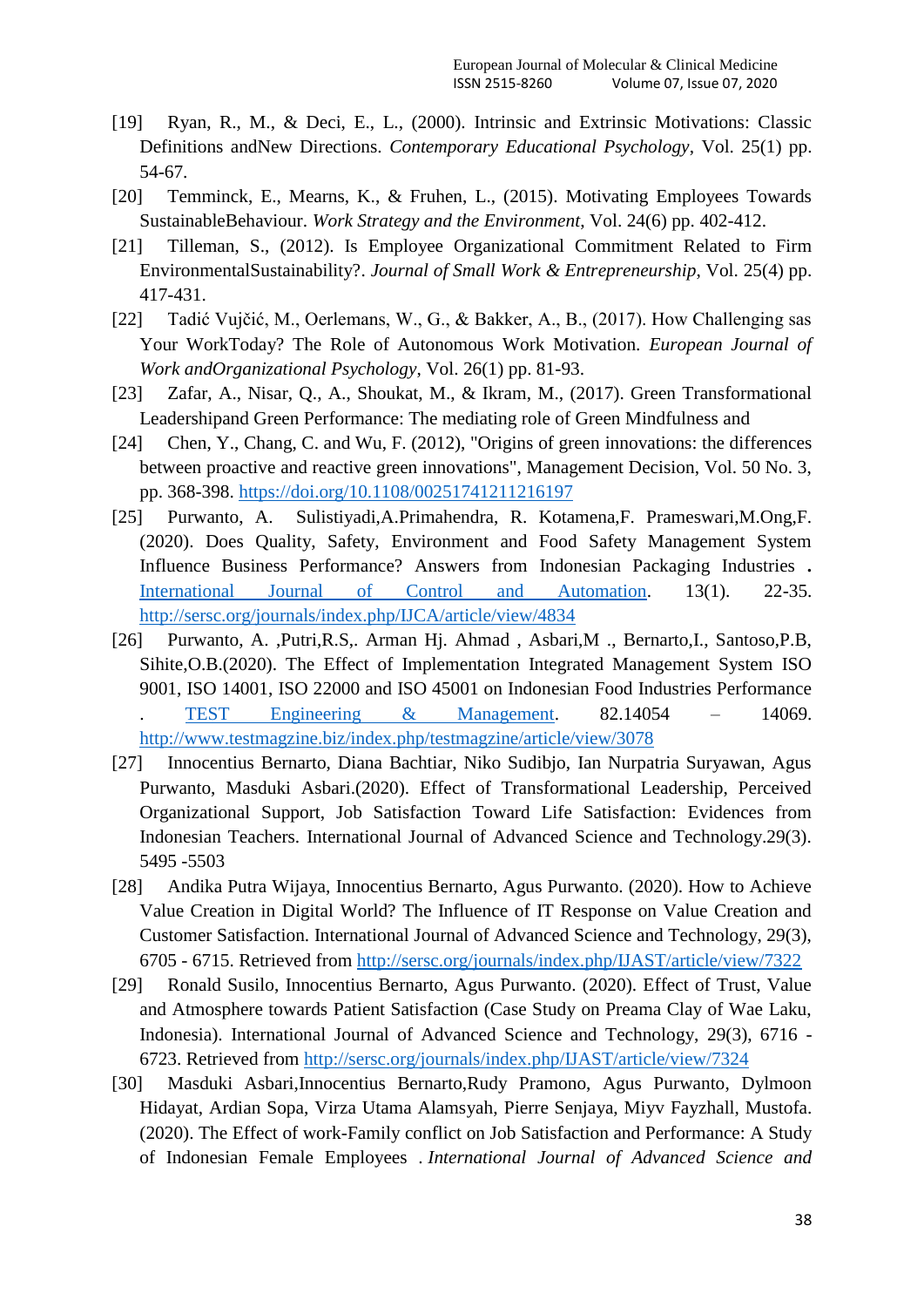[19] Ryan, R., M., & Deci, E., L., (2000). Intrinsic and Extrinsic Motivations: Classic Definitions andNew Directions. *Contemporary Educational Psychology*, Vol. 25(1) pp. 54-67.

[20] Temminck, E., Mearns, K., & Fruhen, L., (2015). Motivating Employees Towards SustainableBehaviour. *Work Strategy and the Environment*, Vol. 24(6) pp. 402-412.

[21] Tilleman, S., (2012). Is Employee Organizational Commitment Related to Firm EnvironmentalSustainability?. *Journal of Small Work & Entrepreneurship*, Vol. 25(4) pp. 417-431.

[22] Tadić Vujčić, M., Oerlemans, W., G., & Bakker, A., B., (2017). How Challenging sas Your WorkToday? The Role of Autonomous Work Motivation. *European Journal of Work andOrganizational Psychology*, Vol. 26(1) pp. 81-93.

[23] Zafar, A., Nisar, Q., A., Shoukat, M., & Ikram, M., (2017). Green Transformational Leadershipand Green Performance: The mediating role of Green Mindfulness and

[24] Chen, Y., Chang, C. and Wu, F. (2012), "Origins of green innovations: the differences between proactive and reactive green innovations", Management Decision, Vol. 50 No. 3, pp. 368-398. https://doi.org/10.1108/00251741211216197

[25] Purwanto, A. Sulistiyadi,A.Primahendra, R. Kotamena,F. Prameswari,M.Ong,F. (2020). Does Quality, Safety, Environment and Food Safety Management System Influence Business Performance? Answers from Indonesian Packaging Industries . International Journal of Control and Automation. 13(1). 22-35. http://sersc.org/journals/index.php/IJCA/article/view/4834

[26] Purwanto, A. ,Putri,R.S,. Arman Hj. Ahmad , Asbari,M ., Bernarto,I., Santoso,P.B, Sihite,O.B.(2020). The Effect of Implementation Integrated Management System ISO 9001, ISO 14001, ISO 22000 and ISO 45001 on Indonesian Food Industries Performance . TEST Engineering & Management. 82.14054 – 14069. http://www.testmagzine.biz/index.php/testmagzine/article/view/3078

[27] Innocentius Bernarto, Diana Bachtiar, Niko Sudibjo, Ian Nurpatria Suryawan, Agus Purwanto, Masduki Asbari.(2020). Effect of Transformational Leadership, Perceived Organizational Support, Job Satisfaction Toward Life Satisfaction: Evidences from Indonesian Teachers. International Journal of Advanced Science and Technology.29(3). 5495 -5503

[28] Andika Putra Wijaya, Innocentius Bernarto, Agus Purwanto. (2020). How to Achieve Value Creation in Digital World? The Influence of IT Response on Value Creation and Customer Satisfaction. International Journal of Advanced Science and Technology, 29(3), 6705 - 6715. Retrieved from http://sersc.org/journals/index.php/IJAST/article/view/7322

[29] Ronald Susilo, Innocentius Bernarto, Agus Purwanto. (2020). Effect of Trust, Value and Atmosphere towards Patient Satisfaction (Case Study on Preama Clay of Wae Laku, Indonesia). International Journal of Advanced Science and Technology, 29(3), 6716 - 6723. Retrieved from http://sersc.org/journals/index.php/IJAST/article/view/7324

[30] Masduki Asbari,Innocentius Bernarto,Rudy Pramono, Agus Purwanto, Dylmoon Hidayat, Ardian Sopa, Virza Utama Alamsyah, Pierre Senjaya, Miyv Fayzhall, Mustofa. (2020). The Effect of work-Family conflict on Job Satisfaction and Performance: A Study of Indonesian Female Employees . *International Journal of Advanced Science and*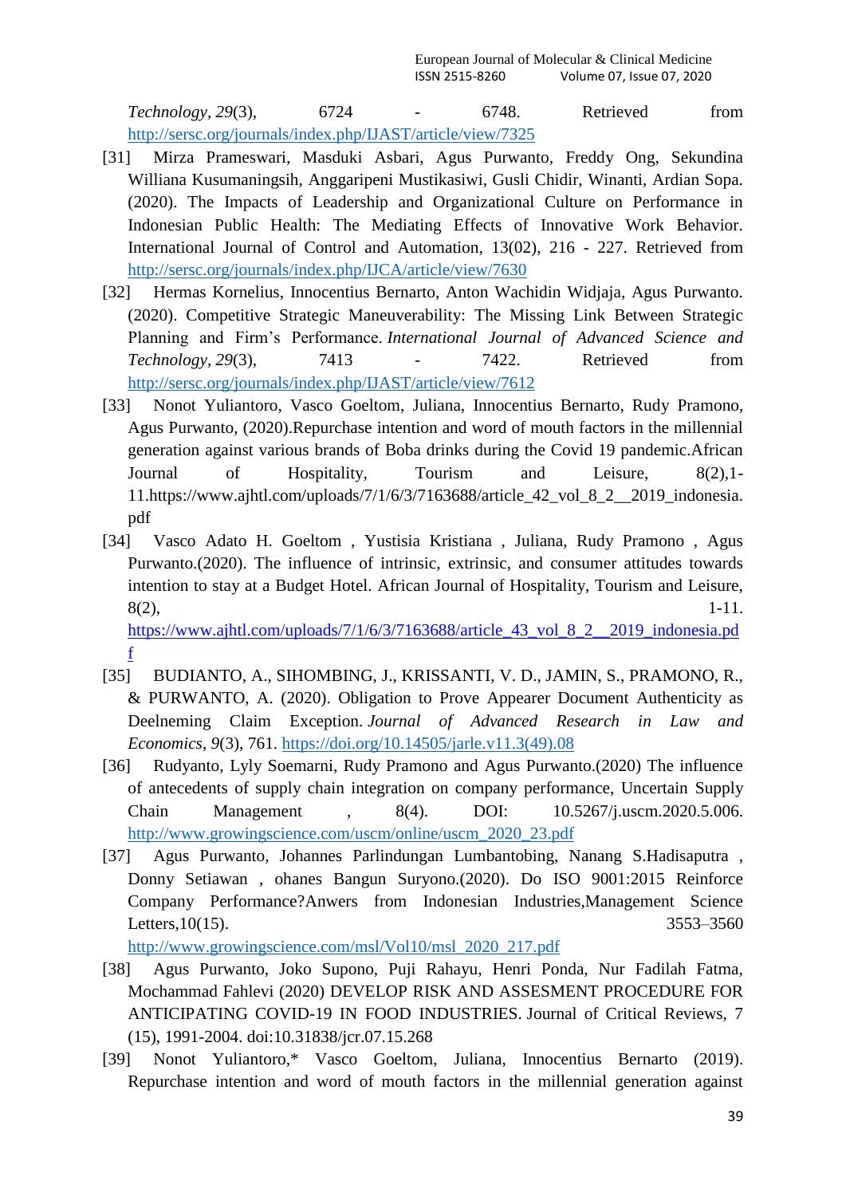*Technology*, *29*(3), 6724 - 6748. Retrieved from http://sersc.org/journals/index.php/IJAST/article/view/7325

[31] Mirza Prameswari, Masduki Asbari, Agus Purwanto, Freddy Ong, Sekundina Williana Kusumaningsih, Anggaripeni Mustikasiwi, Gusli Chidir, Winanti, Ardian Sopa. (2020). The Impacts of Leadership and Organizational Culture on Performance in Indonesian Public Health: The Mediating Effects of Innovative Work Behavior. International Journal of Control and Automation, 13(02), 216 - 227. Retrieved from http://sersc.org/journals/index.php/IJCA/article/view/7630

[32] Hermas Kornelius, Innocentius Bernarto, Anton Wachidin Widjaja, Agus Purwanto. (2020). Competitive Strategic Maneuverability: The Missing Link Between Strategic Planning and Firm's Performance. *International Journal of Advanced Science and Technology*, *29*(3), 7413 - 7422. Retrieved from http://sersc.org/journals/index.php/IJAST/article/view/7612

[33] Nonot Yuliantoro, Vasco Goeltom, Juliana, Innocentius Bernarto, Rudy Pramono, Agus Purwanto, (2020).Repurchase intention and word of mouth factors in the millennial generation against various brands of Boba drinks during the Covid 19 pandemic.African Journal of Hospitality, Tourism and Leisure, 8(2),1-11.https://www.ajhtl.com/uploads/7/1/6/3/7163688/article_42_vol_8_2__2019_indonesia.pdf

[34] Vasco Adato H. Goeltom , Yustisia Kristiana , Juliana, Rudy Pramono , Agus Purwanto.(2020). The influence of intrinsic, extrinsic, and consumer attitudes towards intention to stay at a Budget Hotel. African Journal of Hospitality, Tourism and Leisure, 8(2), 1-11. https://www.ajhtl.com/uploads/7/1/6/3/7163688/article_43_vol_8_2__2019_indonesia.pdf

[35] BUDIANTO, A., SIHOMBING, J., KRISSANTI, V. D., JAMIN, S., PRAMONO, R., & PURWANTO, A. (2020). Obligation to Prove Appearer Document Authenticity as Deelneming Claim Exception. *Journal of Advanced Research in Law and Economics*, *9*(3), 761. https://doi.org/10.14505/jarle.v11.3(49).08

[36] Rudyanto, Lyly Soemarni, Rudy Pramono and Agus Purwanto.(2020) The influence of antecedents of supply chain integration on company performance, Uncertain Supply Chain Management , 8(4). DOI: 10.5267/j.uscm.2020.5.006. http://www.growingscience.com/uscm/online/uscm_2020_23.pdf

[37] Agus Purwanto, Johannes Parlindungan Lumbantobing, Nanang S.Hadisaputra , Donny Setiawan , ohanes Bangun Suryono.(2020). Do ISO 9001:2015 Reinforce Company Performance?Anwers from Indonesian Industries,Management Science Letters,10(15). 3553–3560 http://www.growingscience.com/msl/Vol10/msl_2020_217.pdf

[38] Agus Purwanto, Joko Supono, Puji Rahayu, Henri Ponda, Nur Fadilah Fatma, Mochammad Fahlevi (2020) DEVELOP RISK AND ASSESMENT PROCEDURE FOR ANTICIPATING COVID-19 IN FOOD INDUSTRIES. Journal of Critical Reviews, 7 (15), 1991-2004. doi:10.31838/jcr.07.15.268

[39] Nonot Yuliantoro,* Vasco Goeltom, Juliana, Innocentius Bernarto (2019). Repurchase intention and word of mouth factors in the millennial generation against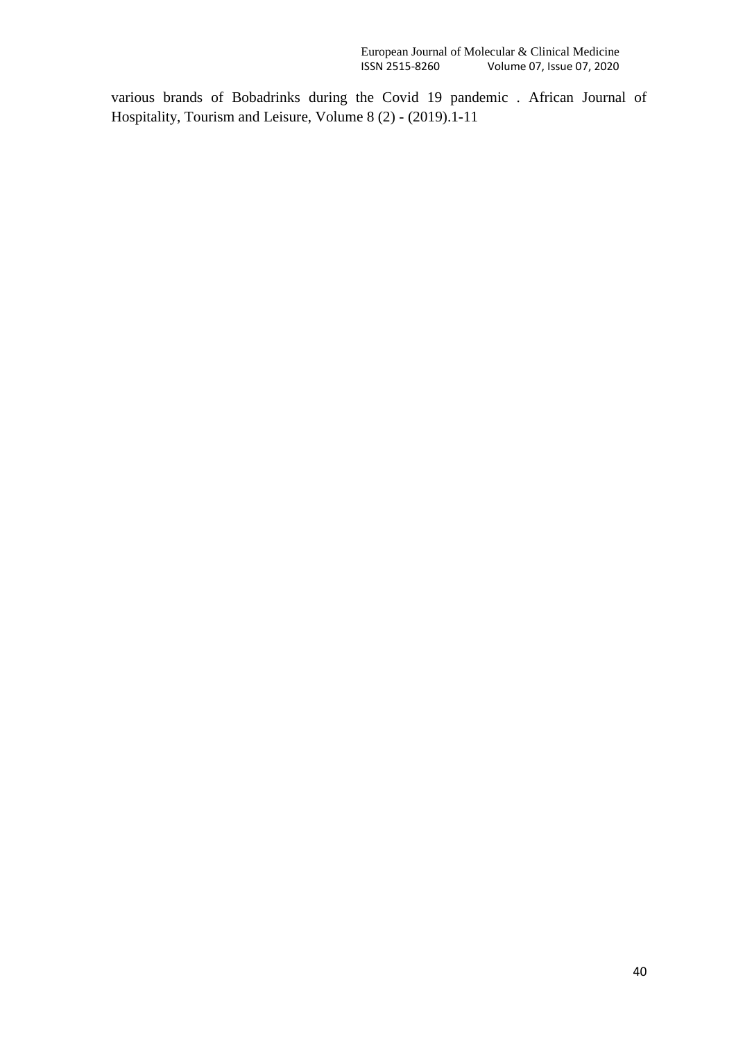various brands of Bobadrinks during the Covid 19 pandemic . African Journal of Hospitality, Tourism and Leisure, Volume 8 (2) - (2019).1-11